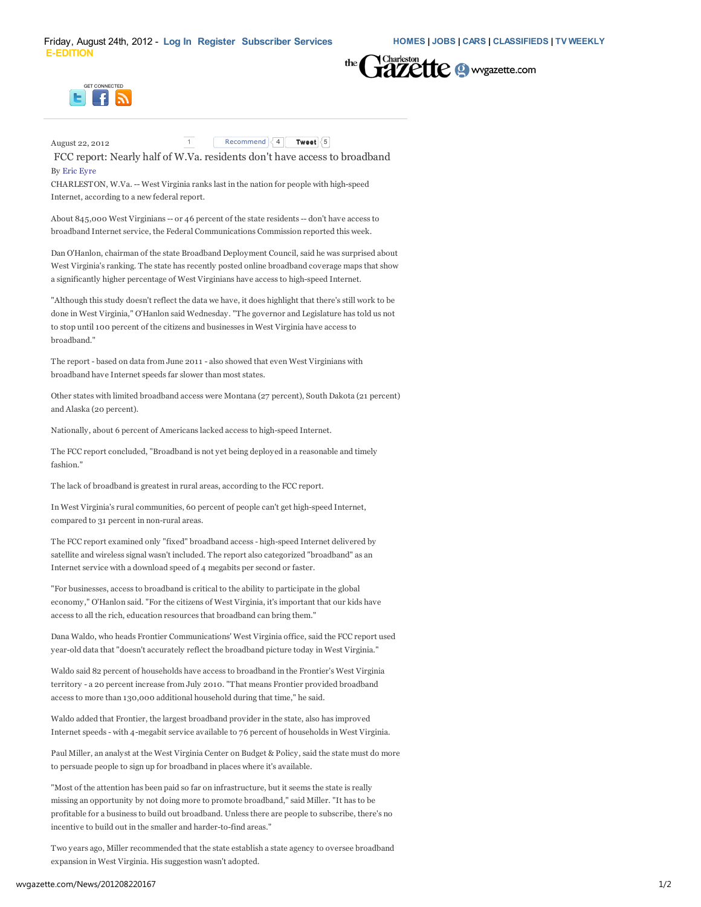August 22, 2012

# FCC report: Nearly half of W.Va. residents don't have access to broadband

By Eric Eyre

CHARLESTON, W.Va. -- West Virginia ranks last in the nation for people with high-speed Internet, according to a new federal report.

About 845,000 West Virginians -- or 46 percent of the state residents -- don't have access to broadband Internet service, the Federal Communications Commission reported this week.

Dan O'Hanlon, chairman of the state Broadband Deployment Council, said he was surprised about West Virginia's ranking. The state has recently posted online broadband coverage maps that show a significantly higher percentage of West Virginians have access to high-speed Internet.

"Although this study doesn't reflect the data we have, it does highlight that there's still work to be done in West Virginia," O'Hanlon said Wednesday. "The governor and Legislature has told us not to stop until 100 percent of the citizens and businesses in West Virginia have access to broadband."

The report - based on data from June 2011 - also showed that even West Virginians with broadband have Internet speeds far slower than most states.

Other states with limited broadband access were Montana (27 percent), South Dakota (21 percent) and Alaska (20 percent).

Nationally, about 6 percent of Americans lacked access to high-speed Internet.

The FCC report concluded, "Broadband is not yet being deployed in a reasonable and timely fashion."

The lack of broadband is greatest in rural areas, according to the FCC report.

In West Virginia's rural communities, 60 percent of people can't get high-speed Internet, compared to 31 percent in non-rural areas.

The FCC report examined only "fixed" broadband access - high-speed Internet delivered by satellite and wireless signal wasn't included. The report also categorized "broadband" as an Internet service with a download speed of 4 megabits per second or faster.

"For businesses, access to broadband is critical to the ability to participate in the global economy," O'Hanlon said. "For the citizens of West Virginia, it's important that our kids have access to all the rich, education resources that broadband can bring them."

Dana Waldo, who heads Frontier Communications' West Virginia office, said the FCC report used year-old data that "doesn't accurately reflect the broadband picture today in West Virginia."

Waldo said 82 percent of households have access to broadband in the Frontier's West Virginia territory - a 20 percent increase from July 2010. "That means Frontier provided broadband access to more than 130,000 additional household during that time," he said.

Waldo added that Frontier, the largest broadband provider in the state, also has improved Internet speeds - with 4-megabit service available to 76 percent of households in West Virginia.

Paul Miller, an analyst at the West Virginia Center on Budget & Policy, said the state must do more to persuade people to sign up for broadband in places where it's available.

"Most of the attention has been paid so far on infrastructure, but it seems the state is really missing an opportunity by not doing more to promote broadband," said Miller. "It has to be profitable for a business to build out broadband. Unless there are people to subscribe, there's no incentive to build out in the smaller and harder-to-find areas."

Two years ago, Miller recommended that the state establish a state agency to oversee broadband expansion in West Virginia. His suggestion wasn't adopted.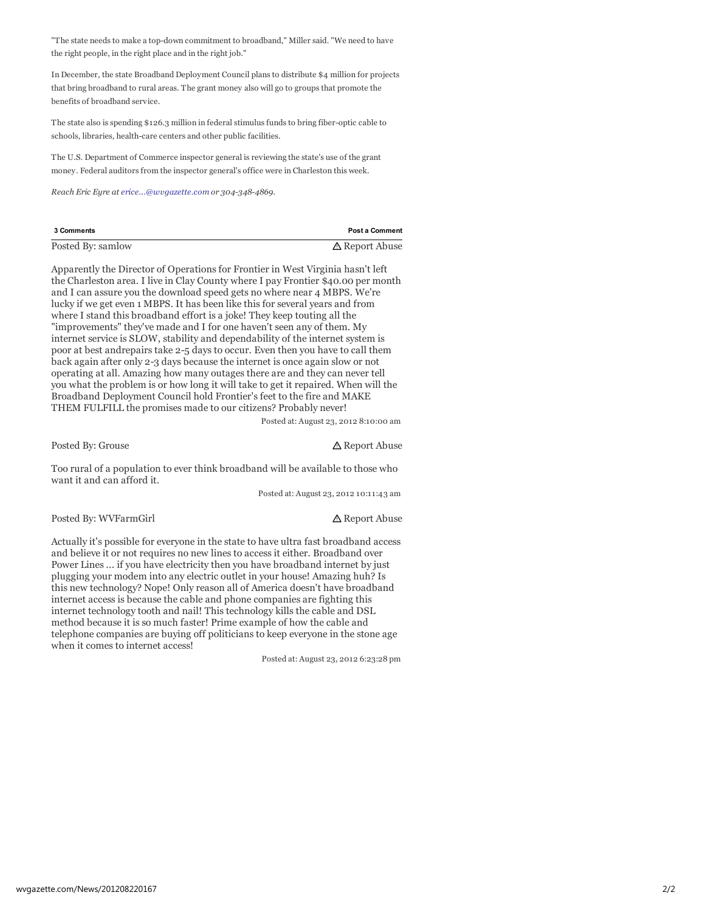"The state needs to make a top-down commitment to broadband," Miller said. "We need to have the right people, in the right place and in the right job."

In December, the state Broadband Deployment Council plans to distribute $4 million for projects that bring broadband to rural areas. The grant money also will go to groups that promote the benefits of broadband service.

The state also is spending $126.3 million in federal stimulus funds to bring fiber-optic cable to schools, libraries, health-care centers and other public facilities.

The U.S. Department of Commerce inspector general is reviewing the state's use of the grant money. Federal auditors from the inspector general's office were in Charleston this week.

*Reach Eric Eyre at erice...@wvgazette.com or 304-348-4869.*

---

**3 Comments** **Post a Comment**

Posted By: samlow ⚠ Report Abuse

Apparently the Director of Operations for Frontier in West Virginia hasn't left the Charleston area. I live in Clay County where I pay Frontier $40.00 per month and I can assure you the download speed gets no where near 4 MBPS. We're lucky if we get even 1 MBPS. It has been like this for several years and from where I stand this broadband effort is a joke! They keep touting all the "improvements" they've made and I for one haven't seen any of them. My internet service is SLOW, stability and dependability of the internet system is poor at best andrepairs take 2-5 days to occur. Even then you have to call them back again after only 2-3 days because the internet is once again slow or not operating at all. Amazing how many outages there are and they can never tell you what the problem is or how long it will take to get it repaired. When will the Broadband Deployment Council hold Frontier's feet to the fire and MAKE THEM FULFILL the promises made to our citizens? Probably never!

Posted at: August 23, 2012 8:10:00 am

Posted By: Grouse ⚠ Report Abuse

Too rural of a population to ever think broadband will be available to those who want it and can afford it.

Posted at: August 23, 2012 10:11:43 am

Posted By: WVFarmGirl ⚠ Report Abuse

Actually it's possible for everyone in the state to have ultra fast broadband access and believe it or not requires no new lines to access it either. Broadband over Power Lines ... if you have electricity then you have broadband internet by just plugging your modem into any electric outlet in your house! Amazing huh? Is this new technology? Nope! Only reason all of America doesn't have broadband internet access is because the cable and phone companies are fighting this internet technology tooth and nail! This technology kills the cable and DSL method because it is so much faster! Prime example of how the cable and telephone companies are buying off politicians to keep everyone in the stone age when it comes to internet access!

Posted at: August 23, 2012 6:23:28 pm